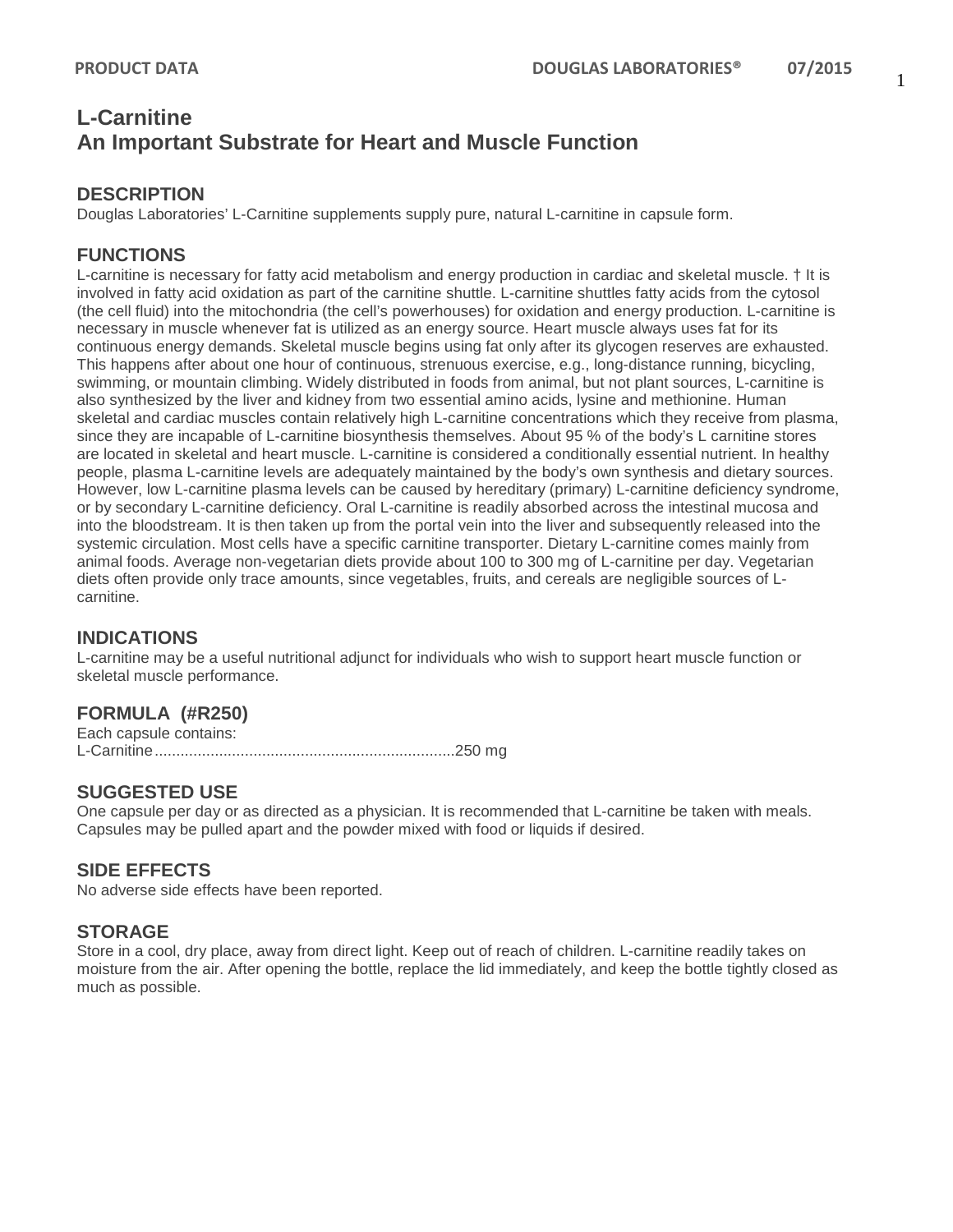# L-Carnitine
## An Important Substrate for Heart and Muscle Function

### DESCRIPTION

Douglas Laboratories' L-Carnitine supplements supply pure, natural L-carnitine in capsule form.

### FUNCTIONS

L-carnitine is necessary for fatty acid metabolism and energy production in cardiac and skeletal muscle. † It is involved in fatty acid oxidation as part of the carnitine shuttle. L-carnitine shuttles fatty acids from the cytosol (the cell fluid) into the mitochondria (the cell's powerhouses) for oxidation and energy production. L-carnitine is necessary in muscle whenever fat is utilized as an energy source. Heart muscle always uses fat for its continuous energy demands. Skeletal muscle begins using fat only after its glycogen reserves are exhausted. This happens after about one hour of continuous, strenuous exercise, e.g., long-distance running, bicycling, swimming, or mountain climbing. Widely distributed in foods from animal, but not plant sources, L-carnitine is also synthesized by the liver and kidney from two essential amino acids, lysine and methionine. Human skeletal and cardiac muscles contain relatively high L-carnitine concentrations which they receive from plasma, since they are incapable of L-carnitine biosynthesis themselves. About 95 % of the body's L carnitine stores are located in skeletal and heart muscle. L-carnitine is considered a conditionally essential nutrient. In healthy people, plasma L-carnitine levels are adequately maintained by the body's own synthesis and dietary sources. However, low L-carnitine plasma levels can be caused by hereditary (primary) L-carnitine deficiency syndrome, or by secondary L-carnitine deficiency. Oral L-carnitine is readily absorbed across the intestinal mucosa and into the bloodstream. It is then taken up from the portal vein into the liver and subsequently released into the systemic circulation. Most cells have a specific carnitine transporter. Dietary L-carnitine comes mainly from animal foods. Average non-vegetarian diets provide about 100 to 300 mg of L-carnitine per day. Vegetarian diets often provide only trace amounts, since vegetables, fruits, and cereals are negligible sources of L-carnitine.

### INDICATIONS

L-carnitine may be a useful nutritional adjunct for individuals who wish to support heart muscle function or skeletal muscle performance.

### FORMULA (#R250)

Each capsule contains:
L-Carnitine......................................................................250 mg

### SUGGESTED USE

One capsule per day or as directed as a physician. It is recommended that L-carnitine be taken with meals. Capsules may be pulled apart and the powder mixed with food or liquids if desired.

### SIDE EFFECTS

No adverse side effects have been reported.

### STORAGE

Store in a cool, dry place, away from direct light. Keep out of reach of children. L-carnitine readily takes on moisture from the air. After opening the bottle, replace the lid immediately, and keep the bottle tightly closed as much as possible.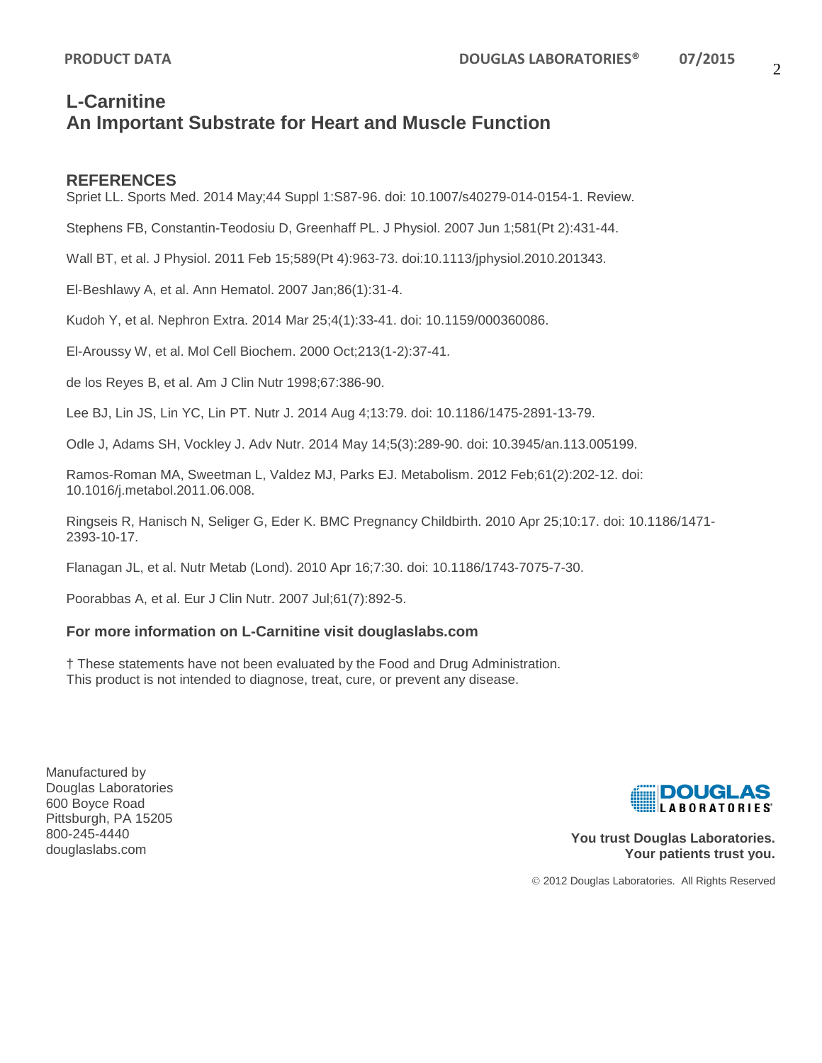# L-Carnitine
## An Important Substrate for Heart and Muscle Function

## REFERENCES

Spriet LL. Sports Med. 2014 May;44 Suppl 1:S87-96. doi: 10.1007/s40279-014-0154-1. Review.

Stephens FB, Constantin-Teodosiu D, Greenhaff PL. J Physiol. 2007 Jun 1;581(Pt 2):431-44.

Wall BT, et al. J Physiol. 2011 Feb 15;589(Pt 4):963-73. doi:10.1113/jphysiol.2010.201343.

El-Beshlawy A, et al. Ann Hematol. 2007 Jan;86(1):31-4.

Kudoh Y, et al. Nephron Extra. 2014 Mar 25;4(1):33-41. doi: 10.1159/000360086.

El-Aroussy W, et al. Mol Cell Biochem. 2000 Oct;213(1-2):37-41.

de los Reyes B, et al. Am J Clin Nutr 1998;67:386-90.

Lee BJ, Lin JS, Lin YC, Lin PT. Nutr J. 2014 Aug 4;13:79. doi: 10.1186/1475-2891-13-79.

Odle J, Adams SH, Vockley J. Adv Nutr. 2014 May 14;5(3):289-90. doi: 10.3945/an.113.005199.

Ramos-Roman MA, Sweetman L, Valdez MJ, Parks EJ. Metabolism. 2012 Feb;61(2):202-12. doi: 10.1016/j.metabol.2011.06.008.

Ringseis R, Hanisch N, Seliger G, Eder K. BMC Pregnancy Childbirth. 2010 Apr 25;10:17. doi: 10.1186/1471-2393-10-17.

Flanagan JL, et al. Nutr Metab (Lond). 2010 Apr 16;7:30. doi: 10.1186/1743-7075-7-30.

Poorabbas A, et al. Eur J Clin Nutr. 2007 Jul;61(7):892-5.

**For more information on L-Carnitine visit douglaslabs.com**

† These statements have not been evaluated by the Food and Drug Administration.
This product is not intended to diagnose, treat, cure, or prevent any disease.

Manufactured by
Douglas Laboratories
600 Boyce Road
Pittsburgh, PA 15205
800-245-4440
douglaslabs.com

DOUGLAS LABORATORIES

**You trust Douglas Laboratories.**
**Your patients trust you.**

© 2012 Douglas Laboratories. All Rights Reserved